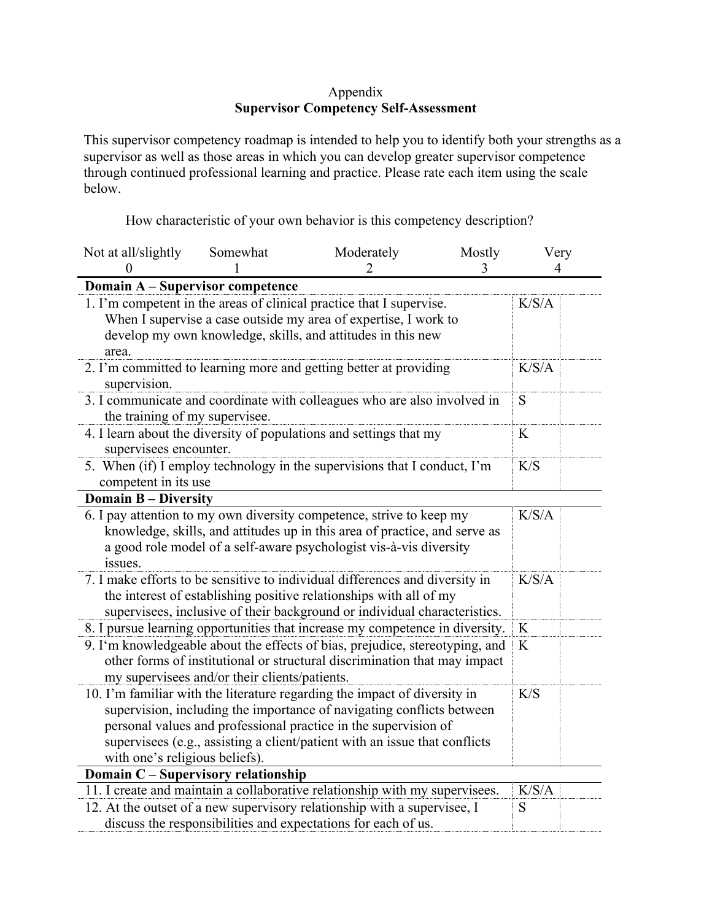Appendix

## Supervisor Competency Self-Assessment

This supervisor competency roadmap is intended to help you to identify both your strengths as a supervisor as well as those areas in which you can develop greater supervisor competence through continued professional learning and practice. Please rate each item using the scale below.

How characteristic of your own behavior is this competency description?

| Not at all/slightly | Somewhat | Moderately | Mostly | Very |
|---|---|---|---|---|
| 0 | 1 | 2 | 3 | 4 |

| Item | | |
|---|---|---|
| **Domain A – Supervisor competence** | | |
| 1. I'm competent in the areas of clinical practice that I supervise. When I supervise a case outside my area of expertise, I work to develop my own knowledge, skills, and attitudes in this new area. | K/S/A | |
| 2. I'm committed to learning more and getting better at providing supervision. | K/S/A | |
| 3. I communicate and coordinate with colleagues who are also involved in the training of my supervisee. | S | |
| 4. I learn about the diversity of populations and settings that my supervisees encounter. | K | |
| 5. When (if) I employ technology in the supervisions that I conduct, I'm competent in its use | K/S | |
| **Domain B – Diversity** | | |
| 6. I pay attention to my own diversity competence, strive to keep my knowledge, skills, and attitudes up in this area of practice, and serve as a good role model of a self-aware psychologist vis-à-vis diversity issues. | K/S/A | |
| 7. I make efforts to be sensitive to individual differences and diversity in the interest of establishing positive relationships with all of my supervisees, inclusive of their background or individual characteristics. | K/S/A | |
| 8. I pursue learning opportunities that increase my competence in diversity. | K | |
| 9. I'm knowledgeable about the effects of bias, prejudice, stereotyping, and other forms of institutional or structural discrimination that may impact my supervisees and/or their clients/patients. | K | |
| 10. I'm familiar with the literature regarding the impact of diversity in supervision, including the importance of navigating conflicts between personal values and professional practice in the supervision of supervisees (e.g., assisting a client/patient with an issue that conflicts with one's religious beliefs). | K/S | |
| **Domain C – Supervisory relationship** | | |
| 11. I create and maintain a collaborative relationship with my supervisees. | K/S/A | |
| 12. At the outset of a new supervisory relationship with a supervisee, I discuss the responsibilities and expectations for each of us. | S | |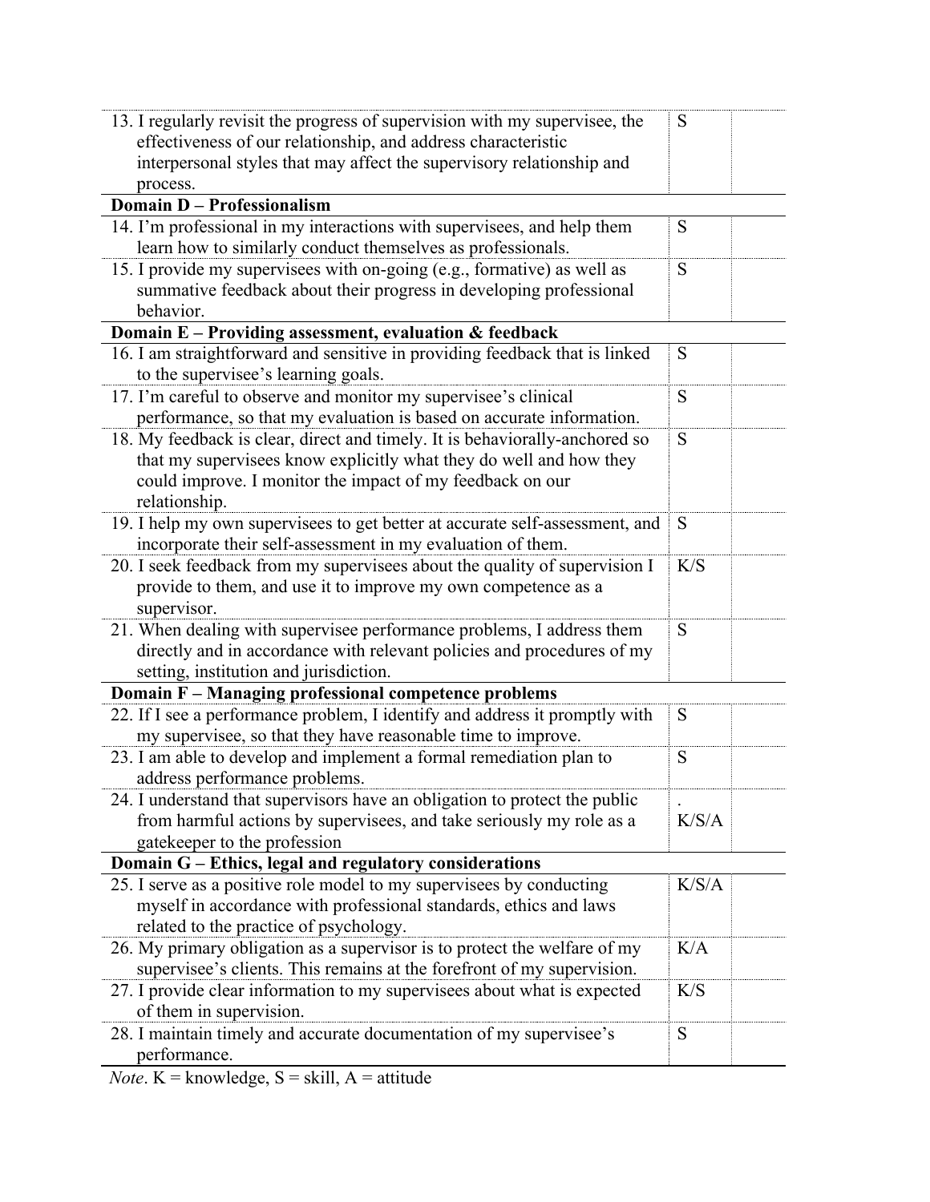| | | |
|---|---|---|
| 13. I regularly revisit the progress of supervision with my supervisee, the effectiveness of our relationship, and address characteristic interpersonal styles that may affect the supervisory relationship and process. | S | |
| **Domain D – Professionalism** | | |
| 14. I'm professional in my interactions with supervisees, and help them learn how to similarly conduct themselves as professionals. | S | |
| 15. I provide my supervisees with on-going (e.g., formative) as well as summative feedback about their progress in developing professional behavior. | S | |
| **Domain E – Providing assessment, evaluation & feedback** | | |
| 16. I am straightforward and sensitive in providing feedback that is linked to the supervisee's learning goals. | S | |
| 17. I'm careful to observe and monitor my supervisee's clinical performance, so that my evaluation is based on accurate information. | S | |
| 18. My feedback is clear, direct and timely. It is behaviorally-anchored so that my supervisees know explicitly what they do well and how they could improve. I monitor the impact of my feedback on our relationship. | S | |
| 19. I help my own supervisees to get better at accurate self-assessment, and incorporate their self-assessment in my evaluation of them. | S | |
| 20. I seek feedback from my supervisees about the quality of supervision I provide to them, and use it to improve my own competence as a supervisor. | K/S | |
| 21. When dealing with supervisee performance problems, I address them directly and in accordance with relevant policies and procedures of my setting, institution and jurisdiction. | S | |
| **Domain F – Managing professional competence problems** | | |
| 22. If I see a performance problem, I identify and address it promptly with my supervisee, so that they have reasonable time to improve. | S | |
| 23. I am able to develop and implement a formal remediation plan to address performance problems. | S | |
| 24. I understand that supervisors have an obligation to protect the public from harmful actions by supervisees, and take seriously my role as a gatekeeper to the profession | . K/S/A | |
| **Domain G – Ethics, legal and regulatory considerations** | | |
| 25. I serve as a positive role model to my supervisees by conducting myself in accordance with professional standards, ethics and laws related to the practice of psychology. | K/S/A | |
| 26. My primary obligation as a supervisor is to protect the welfare of my supervisee's clients. This remains at the forefront of my supervision. | K/A | |
| 27. I provide clear information to my supervisees about what is expected of them in supervision. | K/S | |
| 28. I maintain timely and accurate documentation of my supervisee's performance. | S | |

*Note*. K = knowledge, S = skill, A = attitude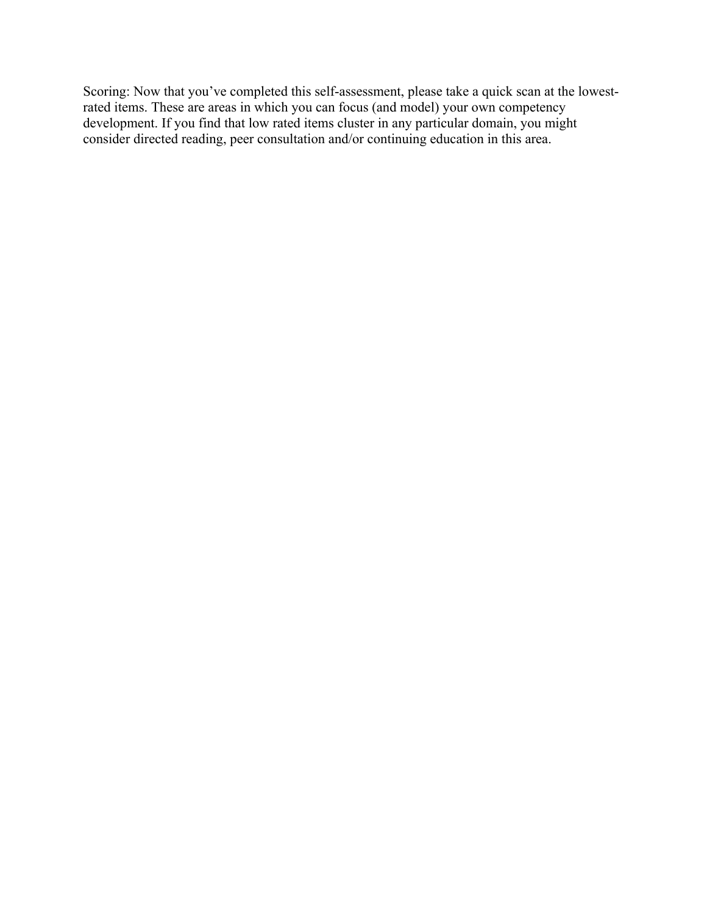Scoring: Now that you've completed this self-assessment, please take a quick scan at the lowest-rated items. These are areas in which you can focus (and model) your own competency development. If you find that low rated items cluster in any particular domain, you might consider directed reading, peer consultation and/or continuing education in this area.